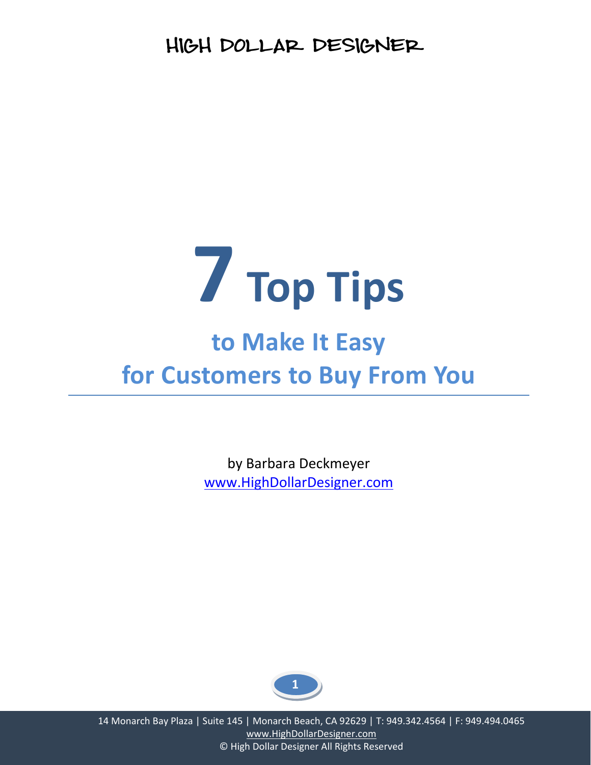HIGH DOLLAR DESIGNER

# 7 Top Tips

## to Make It Easy for Customers to Buy From You

by Barbara Deckmeyer
www.HighDollarDesigner.com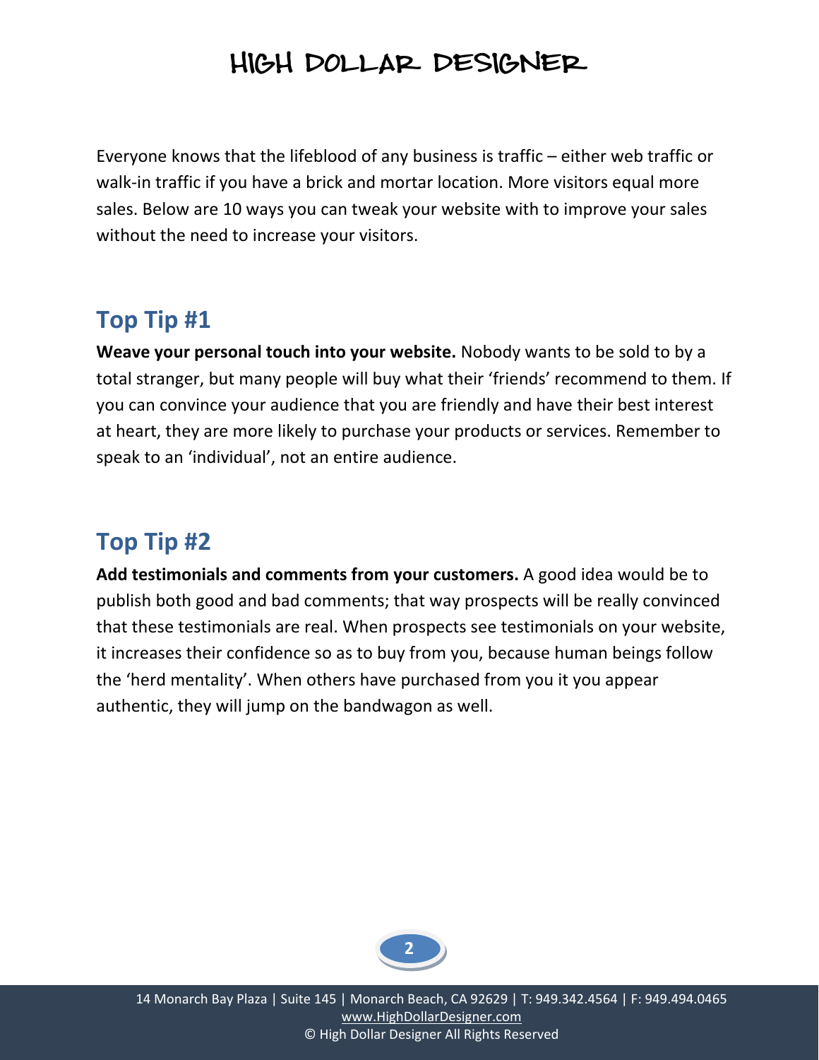Everyone knows that the lifeblood of any business is traffic – either web traffic or walk-in traffic if you have a brick and mortar location. More visitors equal more sales. Below are 10 ways you can tweak your website with to improve your sales without the need to increase your visitors.

## Top Tip #1

**Weave your personal touch into your website.** Nobody wants to be sold to by a total stranger, but many people will buy what their 'friends' recommend to them. If you can convince your audience that you are friendly and have their best interest at heart, they are more likely to purchase your products or services. Remember to speak to an 'individual', not an entire audience.

## Top Tip #2

**Add testimonials and comments from your customers.** A good idea would be to publish both good and bad comments; that way prospects will be really convinced that these testimonials are real. When prospects see testimonials on your website, it increases their confidence so as to buy from you, because human beings follow the 'herd mentality'. When others have purchased from you it you appear authentic, they will jump on the bandwagon as well.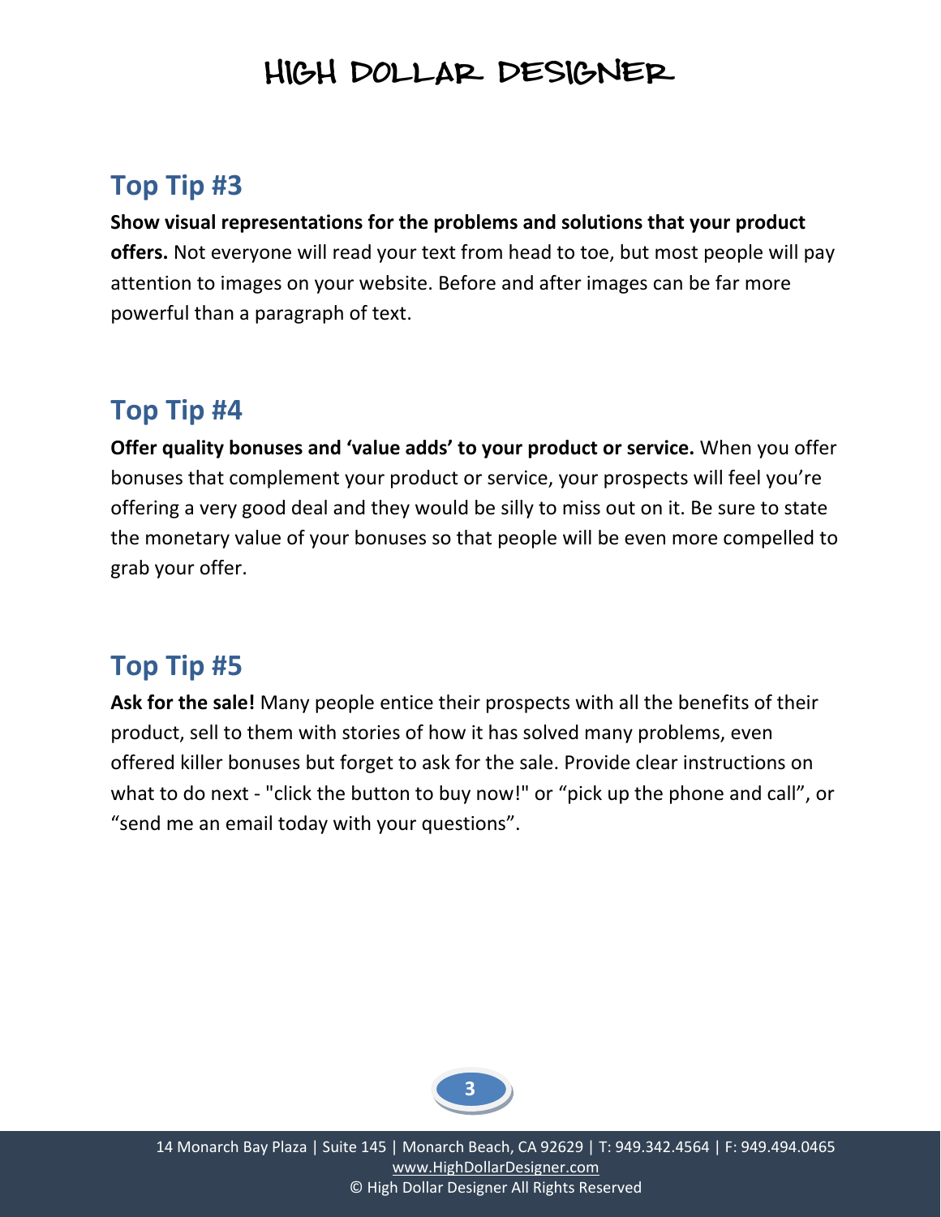## Top Tip #3

**Show visual representations for the problems and solutions that your product offers.** Not everyone will read your text from head to toe, but most people will pay attention to images on your website. Before and after images can be far more powerful than a paragraph of text.

## Top Tip #4

**Offer quality bonuses and 'value adds' to your product or service.** When you offer bonuses that complement your product or service, your prospects will feel you're offering a very good deal and they would be silly to miss out on it. Be sure to state the monetary value of your bonuses so that people will be even more compelled to grab your offer.

## Top Tip #5

**Ask for the sale!** Many people entice their prospects with all the benefits of their product, sell to them with stories of how it has solved many problems, even offered killer bonuses but forget to ask for the sale. Provide clear instructions on what to do next - "click the button to buy now!" or "pick up the phone and call", or "send me an email today with your questions".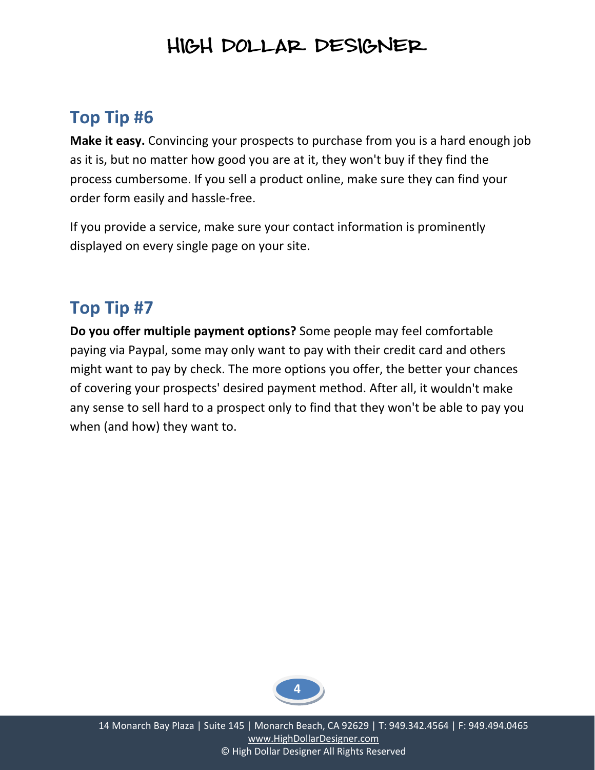## Top Tip #6

**Make it easy.** Convincing your prospects to purchase from you is a hard enough job as it is, but no matter how good you are at it, they won't buy if they find the process cumbersome. If you sell a product online, make sure they can find your order form easily and hassle-free.

If you provide a service, make sure your contact information is prominently displayed on every single page on your site.

## Top Tip #7

**Do you offer multiple payment options?** Some people may feel comfortable paying via Paypal, some may only want to pay with their credit card and others might want to pay by check. The more options you offer, the better your chances of covering your prospects' desired payment method. After all, it wouldn't make any sense to sell hard to a prospect only to find that they won't be able to pay you when (and how) they want to.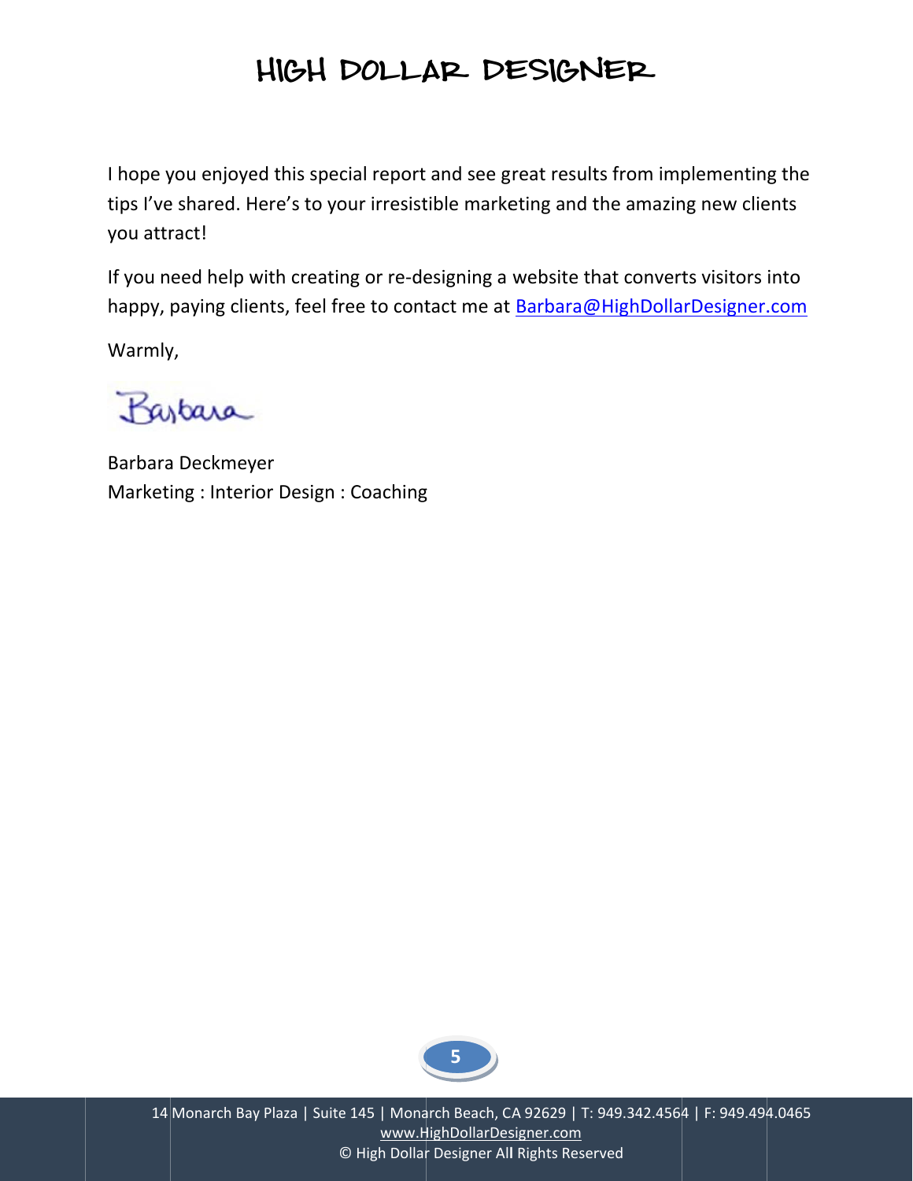I hope you enjoyed this special report and see great results from implementing the tips I've shared. Here's to your irresistible marketing and the amazing new clients you attract!

If you need help with creating or re-designing a website that converts visitors into happy, paying clients, feel free to contact me at Barbara@HighDollarDesigner.com

Warmly,

Barbara

Barbara Deckmeyer
Marketing : Interior Design : Coaching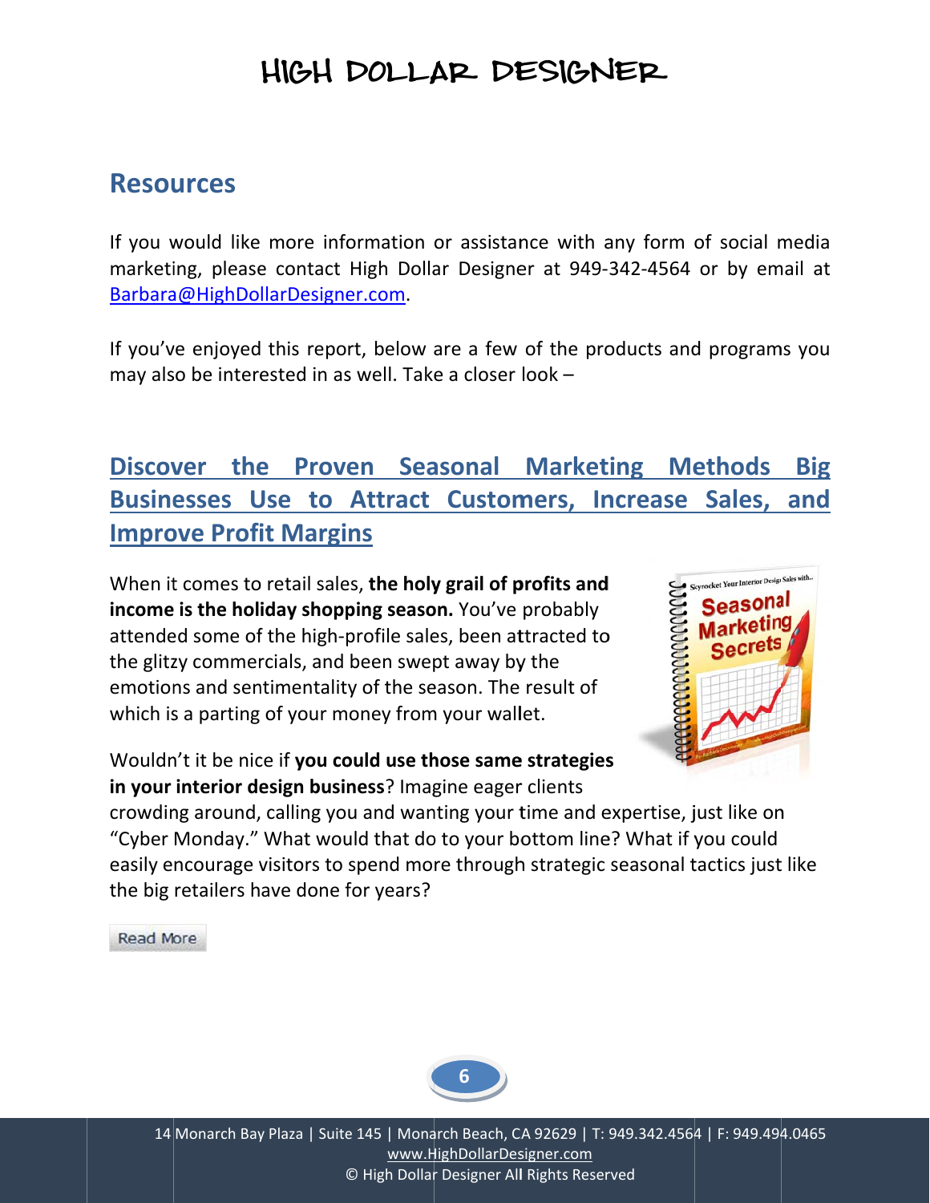## Resources

If you would like more information or assistance with any form of social media marketing, please contact High Dollar Designer at 949-342-4564 or by email at Barbara@HighDollarDesigner.com.

If you've enjoyed this report, below are a few of the products and programs you may also be interested in as well. Take a closer look –

## Discover the Proven Seasonal Marketing Methods Big Businesses Use to Attract Customers, Increase Sales, and Improve Profit Margins

When it comes to retail sales, **the holy grail of profits and income is the holiday shopping season.** You've probably attended some of the high-profile sales, been attracted to the glitzy commercials, and been swept away by the emotions and sentimentality of the season. The result of which is a parting of your money from your wallet.

Wouldn't it be nice if **you could use those same strategies in your interior design business**? Imagine eager clients crowding around, calling you and wanting your time and expertise, just like on "Cyber Monday." What would that do to your bottom line? What if you could easily encourage visitors to spend more through strategic seasonal tactics just like the big retailers have done for years?

Read More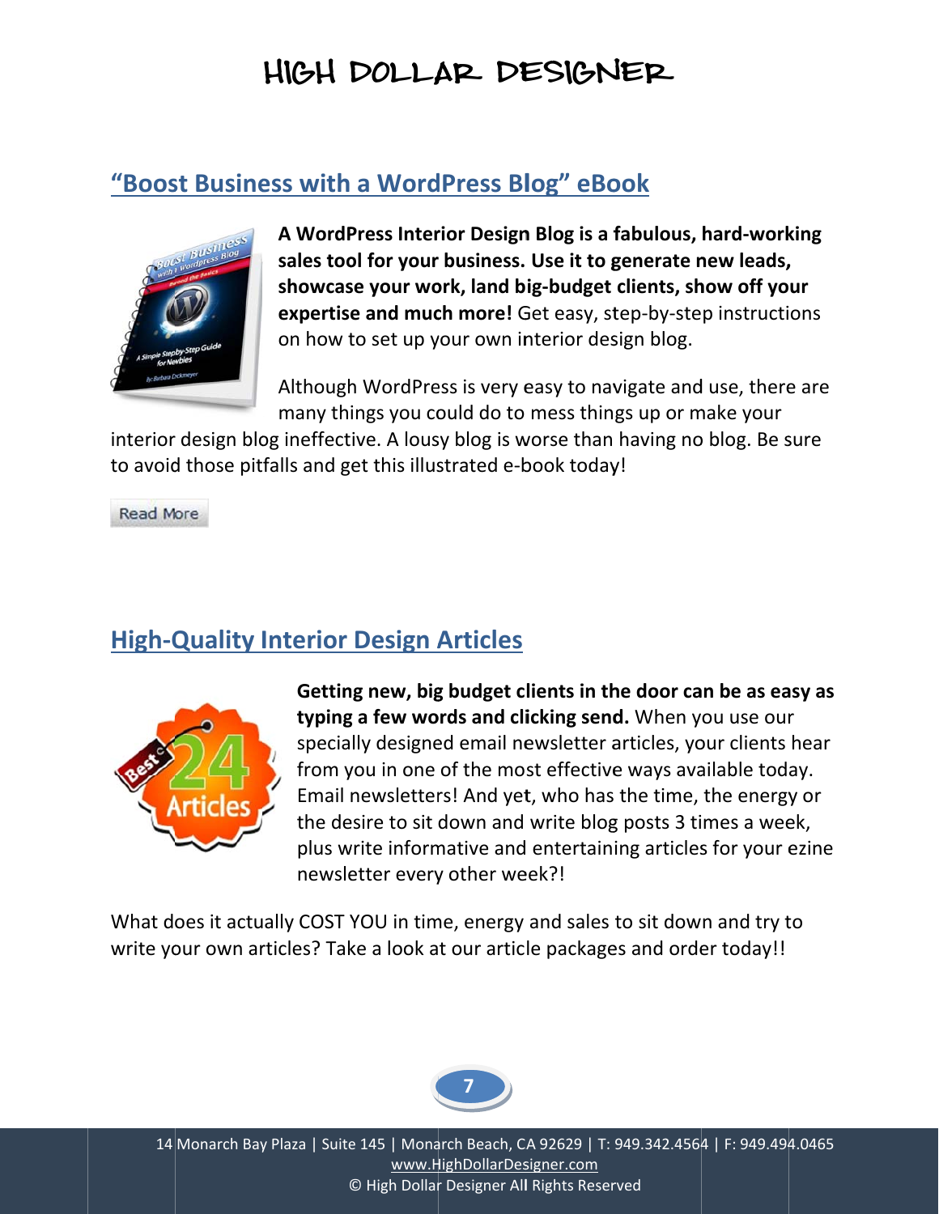## “Boost Business with a WordPress Blog” eBook

**A WordPress Interior Design Blog is a fabulous, hard-working sales tool for your business. Use it to generate new leads, showcase your work, land big-budget clients, show off your expertise and much more!** Get easy, step-by-step instructions on how to set up your own interior design blog.

Although WordPress is very easy to navigate and use, there are many things you could do to mess things up or make your interior design blog ineffective. A lousy blog is worse than having no blog. Be sure to avoid those pitfalls and get this illustrated e-book today!

Read More

## High-Quality Interior Design Articles

**Getting new, big budget clients in the door can be as easy as typing a few words and clicking send.** When you use our specially designed email newsletter articles, your clients hear from you in one of the most effective ways available today. Email newsletters! And yet, who has the time, the energy or the desire to sit down and write blog posts 3 times a week, plus write informative and entertaining articles for your ezine newsletter every other week?!

What does it actually COST YOU in time, energy and sales to sit down and try to write your own articles? Take a look at our article packages and order today!!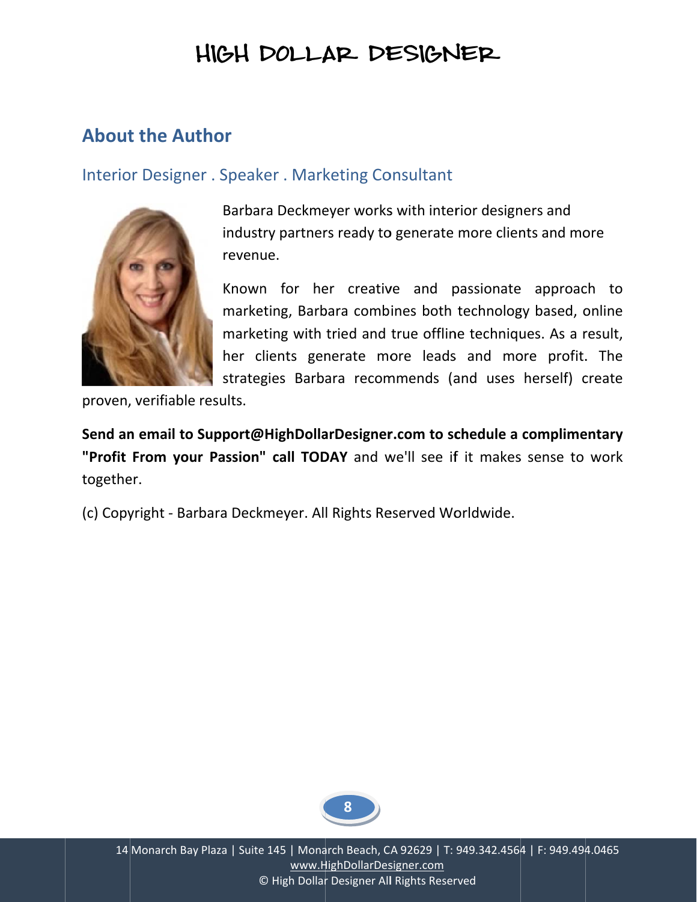## About the Author

### Interior Designer . Speaker . Marketing Consultant

Barbara Deckmeyer works with interior designers and industry partners ready to generate more clients and more revenue.

Known for her creative and passionate approach to marketing, Barbara combines both technology based, online marketing with tried and true offline techniques. As a result, her clients generate more leads and more profit. The strategies Barbara recommends (and uses herself) create proven, verifiable results.

**Send an email to Support@HighDollarDesigner.com to schedule a complimentary "Profit From your Passion" call TODAY** and we'll see if it makes sense to work together.

(c) Copyright - Barbara Deckmeyer. All Rights Reserved Worldwide.